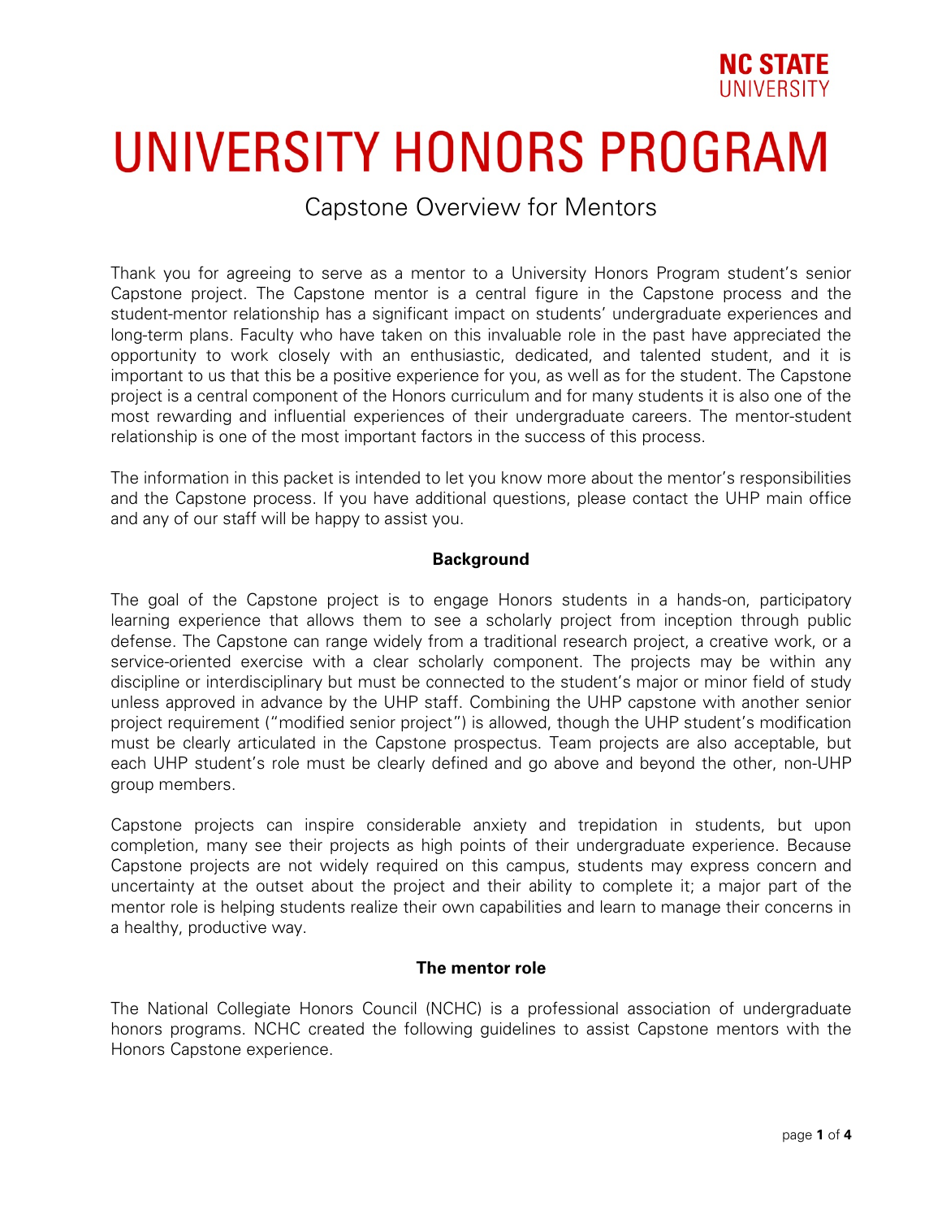NC STATE UNIVERSITY

# UNIVERSITY HONORS PROGRAM

## Capstone Overview for Mentors

Thank you for agreeing to serve as a mentor to a University Honors Program student's senior Capstone project. The Capstone mentor is a central figure in the Capstone process and the student-mentor relationship has a significant impact on students' undergraduate experiences and long-term plans. Faculty who have taken on this invaluable role in the past have appreciated the opportunity to work closely with an enthusiastic, dedicated, and talented student, and it is important to us that this be a positive experience for you, as well as for the student. The Capstone project is a central component of the Honors curriculum and for many students it is also one of the most rewarding and influential experiences of their undergraduate careers. The mentor-student relationship is one of the most important factors in the success of this process.

The information in this packet is intended to let you know more about the mentor's responsibilities and the Capstone process. If you have additional questions, please contact the UHP main office and any of our staff will be happy to assist you.

### Background

The goal of the Capstone project is to engage Honors students in a hands-on, participatory learning experience that allows them to see a scholarly project from inception through public defense. The Capstone can range widely from a traditional research project, a creative work, or a service-oriented exercise with a clear scholarly component. The projects may be within any discipline or interdisciplinary but must be connected to the student's major or minor field of study unless approved in advance by the UHP staff. Combining the UHP capstone with another senior project requirement ("modified senior project") is allowed, though the UHP student's modification must be clearly articulated in the Capstone prospectus. Team projects are also acceptable, but each UHP student's role must be clearly defined and go above and beyond the other, non-UHP group members.

Capstone projects can inspire considerable anxiety and trepidation in students, but upon completion, many see their projects as high points of their undergraduate experience. Because Capstone projects are not widely required on this campus, students may express concern and uncertainty at the outset about the project and their ability to complete it; a major part of the mentor role is helping students realize their own capabilities and learn to manage their concerns in a healthy, productive way.

### The mentor role

The National Collegiate Honors Council (NCHC) is a professional association of undergraduate honors programs. NCHC created the following guidelines to assist Capstone mentors with the Honors Capstone experience.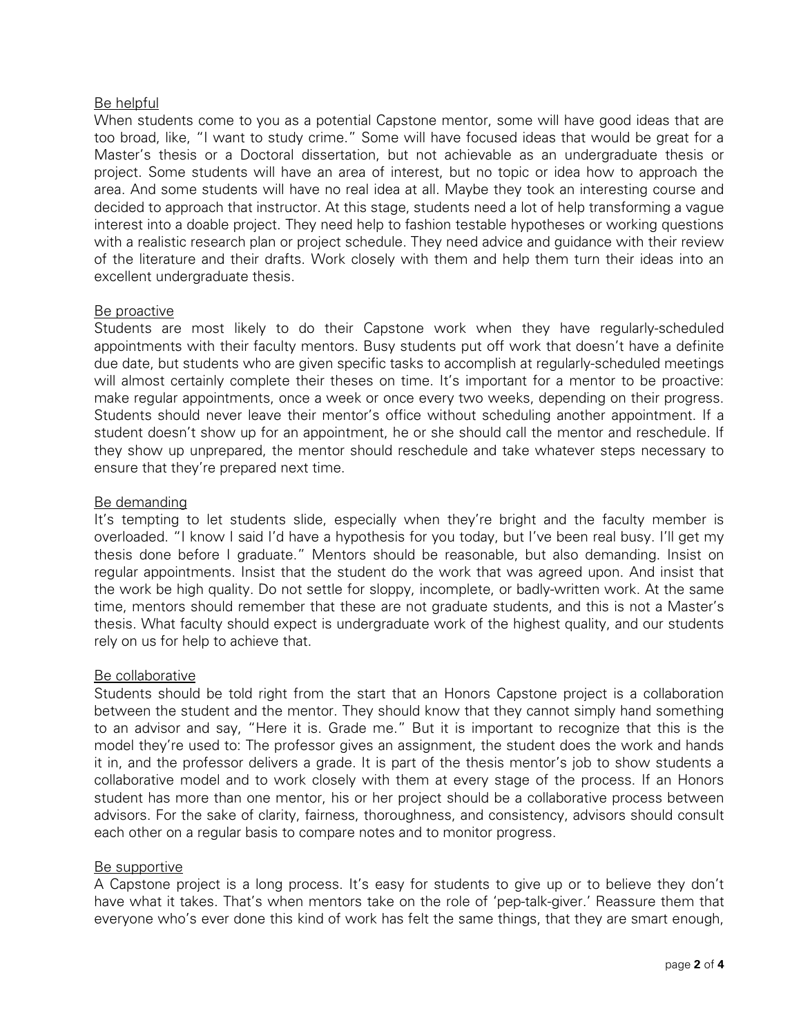<u>Be helpful</u>

When students come to you as a potential Capstone mentor, some will have good ideas that are too broad, like, "I want to study crime." Some will have focused ideas that would be great for a Master's thesis or a Doctoral dissertation, but not achievable as an undergraduate thesis or project. Some students will have an area of interest, but no topic or idea how to approach the area. And some students will have no real idea at all. Maybe they took an interesting course and decided to approach that instructor. At this stage, students need a lot of help transforming a vague interest into a doable project. They need help to fashion testable hypotheses or working questions with a realistic research plan or project schedule. They need advice and guidance with their review of the literature and their drafts. Work closely with them and help them turn their ideas into an excellent undergraduate thesis.

<u>Be proactive</u>

Students are most likely to do their Capstone work when they have regularly-scheduled appointments with their faculty mentors. Busy students put off work that doesn't have a definite due date, but students who are given specific tasks to accomplish at regularly-scheduled meetings will almost certainly complete their theses on time. It's important for a mentor to be proactive: make regular appointments, once a week or once every two weeks, depending on their progress. Students should never leave their mentor's office without scheduling another appointment. If a student doesn't show up for an appointment, he or she should call the mentor and reschedule. If they show up unprepared, the mentor should reschedule and take whatever steps necessary to ensure that they're prepared next time.

<u>Be demanding</u>

It's tempting to let students slide, especially when they're bright and the faculty member is overloaded. "I know I said I'd have a hypothesis for you today, but I've been real busy. I'll get my thesis done before I graduate." Mentors should be reasonable, but also demanding. Insist on regular appointments. Insist that the student do the work that was agreed upon. And insist that the work be high quality. Do not settle for sloppy, incomplete, or badly-written work. At the same time, mentors should remember that these are not graduate students, and this is not a Master's thesis. What faculty should expect is undergraduate work of the highest quality, and our students rely on us for help to achieve that.

<u>Be collaborative</u>

Students should be told right from the start that an Honors Capstone project is a collaboration between the student and the mentor. They should know that they cannot simply hand something to an advisor and say, "Here it is. Grade me." But it is important to recognize that this is the model they're used to: The professor gives an assignment, the student does the work and hands it in, and the professor delivers a grade. It is part of the thesis mentor's job to show students a collaborative model and to work closely with them at every stage of the process. If an Honors student has more than one mentor, his or her project should be a collaborative process between advisors. For the sake of clarity, fairness, thoroughness, and consistency, advisors should consult each other on a regular basis to compare notes and to monitor progress.

<u>Be supportive</u>

A Capstone project is a long process. It's easy for students to give up or to believe they don't have what it takes. That's when mentors take on the role of 'pep-talk-giver.' Reassure them that everyone who's ever done this kind of work has felt the same things, that they are smart enough,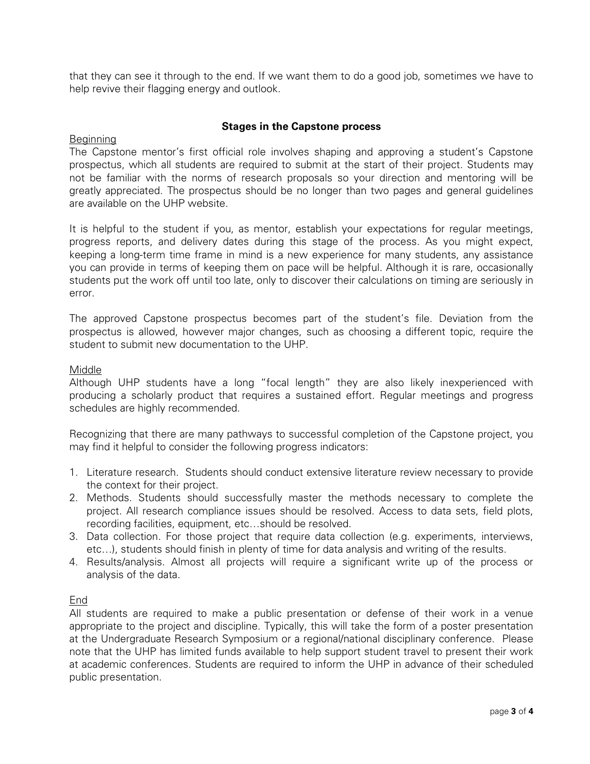that they can see it through to the end. If we want them to do a good job, sometimes we have to help revive their flagging energy and outlook.

## Stages in the Capstone process

<u>Beginning</u>

The Capstone mentor's first official role involves shaping and approving a student's Capstone prospectus, which all students are required to submit at the start of their project. Students may not be familiar with the norms of research proposals so your direction and mentoring will be greatly appreciated. The prospectus should be no longer than two pages and general guidelines are available on the UHP website.

It is helpful to the student if you, as mentor, establish your expectations for regular meetings, progress reports, and delivery dates during this stage of the process. As you might expect, keeping a long-term time frame in mind is a new experience for many students, any assistance you can provide in terms of keeping them on pace will be helpful. Although it is rare, occasionally students put the work off until too late, only to discover their calculations on timing are seriously in error.

The approved Capstone prospectus becomes part of the student's file. Deviation from the prospectus is allowed, however major changes, such as choosing a different topic, require the student to submit new documentation to the UHP.

<u>Middle</u>

Although UHP students have a long "focal length" they are also likely inexperienced with producing a scholarly product that requires a sustained effort. Regular meetings and progress schedules are highly recommended.

Recognizing that there are many pathways to successful completion of the Capstone project, you may find it helpful to consider the following progress indicators:

1. Literature research. Students should conduct extensive literature review necessary to provide the context for their project.
2. Methods. Students should successfully master the methods necessary to complete the project. All research compliance issues should be resolved. Access to data sets, field plots, recording facilities, equipment, etc…should be resolved.
3. Data collection. For those project that require data collection (e.g. experiments, interviews, etc…), students should finish in plenty of time for data analysis and writing of the results.
4. Results/analysis. Almost all projects will require a significant write up of the process or analysis of the data.

<u>End</u>

All students are required to make a public presentation or defense of their work in a venue appropriate to the project and discipline. Typically, this will take the form of a poster presentation at the Undergraduate Research Symposium or a regional/national disciplinary conference. Please note that the UHP has limited funds available to help support student travel to present their work at academic conferences. Students are required to inform the UHP in advance of their scheduled public presentation.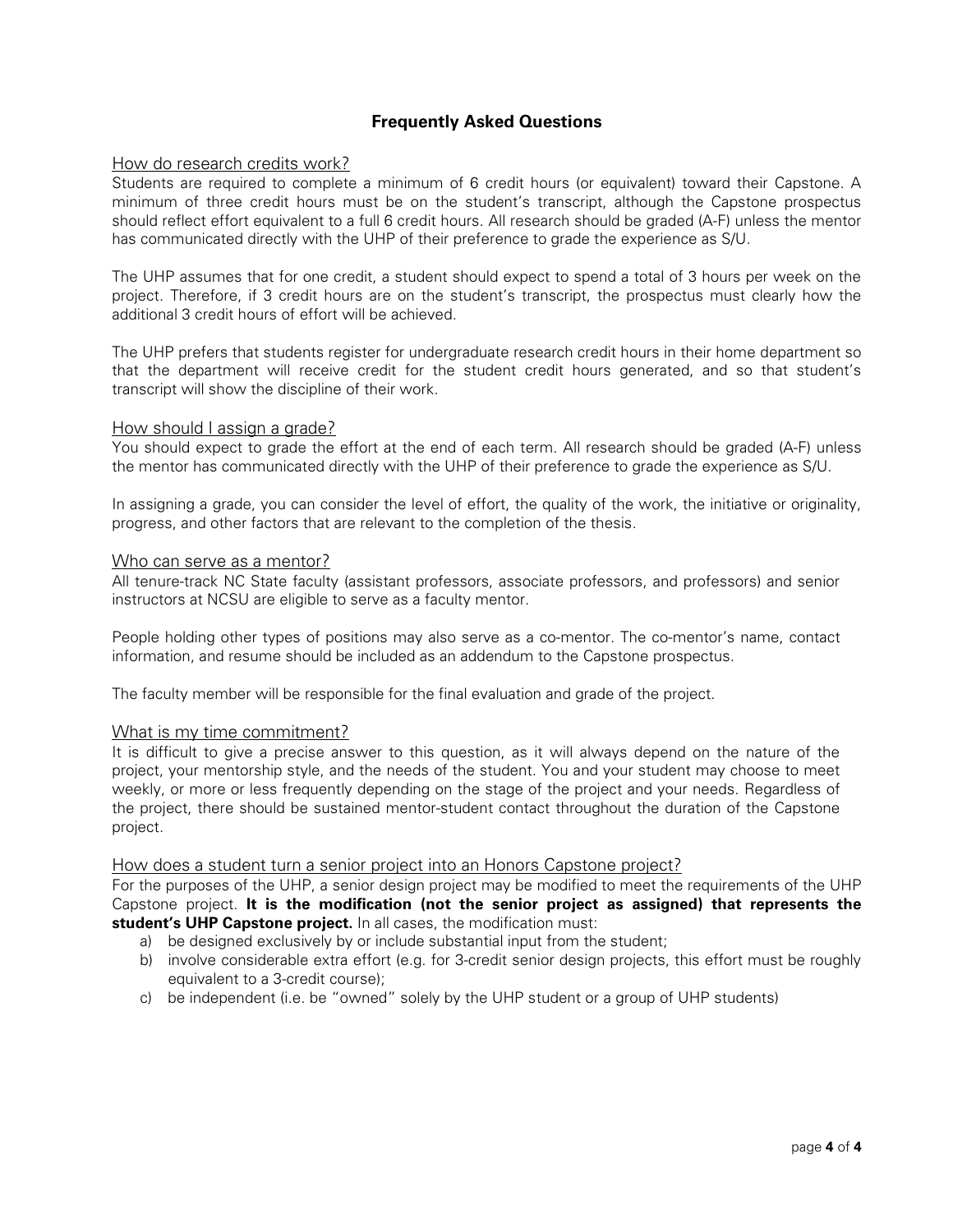## Frequently Asked Questions

### How do research credits work?

Students are required to complete a minimum of 6 credit hours (or equivalent) toward their Capstone. A minimum of three credit hours must be on the student's transcript, although the Capstone prospectus should reflect effort equivalent to a full 6 credit hours. All research should be graded (A-F) unless the mentor has communicated directly with the UHP of their preference to grade the experience as S/U.

The UHP assumes that for one credit, a student should expect to spend a total of 3 hours per week on the project. Therefore, if 3 credit hours are on the student's transcript, the prospectus must clearly how the additional 3 credit hours of effort will be achieved.

The UHP prefers that students register for undergraduate research credit hours in their home department so that the department will receive credit for the student credit hours generated, and so that student's transcript will show the discipline of their work.

### How should I assign a grade?

You should expect to grade the effort at the end of each term. All research should be graded (A-F) unless the mentor has communicated directly with the UHP of their preference to grade the experience as S/U.

In assigning a grade, you can consider the level of effort, the quality of the work, the initiative or originality, progress, and other factors that are relevant to the completion of the thesis.

### Who can serve as a mentor?

All tenure-track NC State faculty (assistant professors, associate professors, and professors) and senior instructors at NCSU are eligible to serve as a faculty mentor.

People holding other types of positions may also serve as a co-mentor. The co-mentor's name, contact information, and resume should be included as an addendum to the Capstone prospectus.

The faculty member will be responsible for the final evaluation and grade of the project.

### What is my time commitment?

It is difficult to give a precise answer to this question, as it will always depend on the nature of the project, your mentorship style, and the needs of the student. You and your student may choose to meet weekly, or more or less frequently depending on the stage of the project and your needs. Regardless of the project, there should be sustained mentor-student contact throughout the duration of the Capstone project.

### How does a student turn a senior project into an Honors Capstone project?

For the purposes of the UHP, a senior design project may be modified to meet the requirements of the UHP Capstone project. **It is the modification (not the senior project as assigned) that represents the student's UHP Capstone project.** In all cases, the modification must:

a) be designed exclusively by or include substantial input from the student;
b) involve considerable extra effort (e.g. for 3-credit senior design projects, this effort must be roughly equivalent to a 3-credit course);
c) be independent (i.e. be "owned" solely by the UHP student or a group of UHP students)